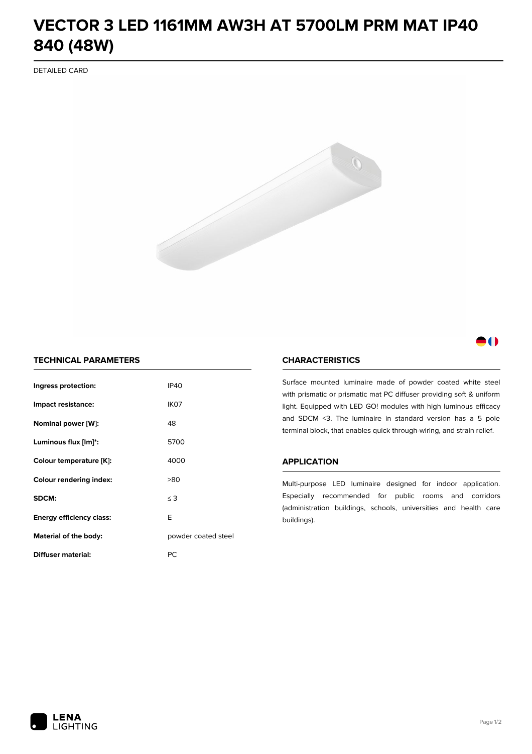# VECTOR 3 LED 1161MM AW3H AT 5700LM PRM MAT IP40 840 (48W)

DETAILED CARD

## TECHNICAL PARAMETERS

| | |
|---|---|
| **Ingress protection:** | IP40 |
| **Impact resistance:** | IK07 |
| **Nominal power [W]:** | 48 |
| **Luminous flux [lm]*:** | 5700 |
| **Colour temperature [K]:** | 4000 |
| **Colour rendering index:** | >80 |
| **SDCM:** | ≤ 3 |
| **Energy efficiency class:** | E |
| **Material of the body:** | powder coated steel |
| **Diffuser material:** | PC |

## CHARACTERISTICS

Surface mounted luminaire made of powder coated white steel with prismatic or prismatic mat PC diffuser providing soft & uniform light. Equipped with LED GO! modules with high luminous efficacy and SDCM <3. The luminaire in standard version has a 5 pole terminal block, that enables quick through-wiring, and strain relief.

## APPLICATION

Multi-purpose LED luminaire designed for indoor application. Especially recommended for public rooms and corridors (administration buildings, schools, universities and health care buildings).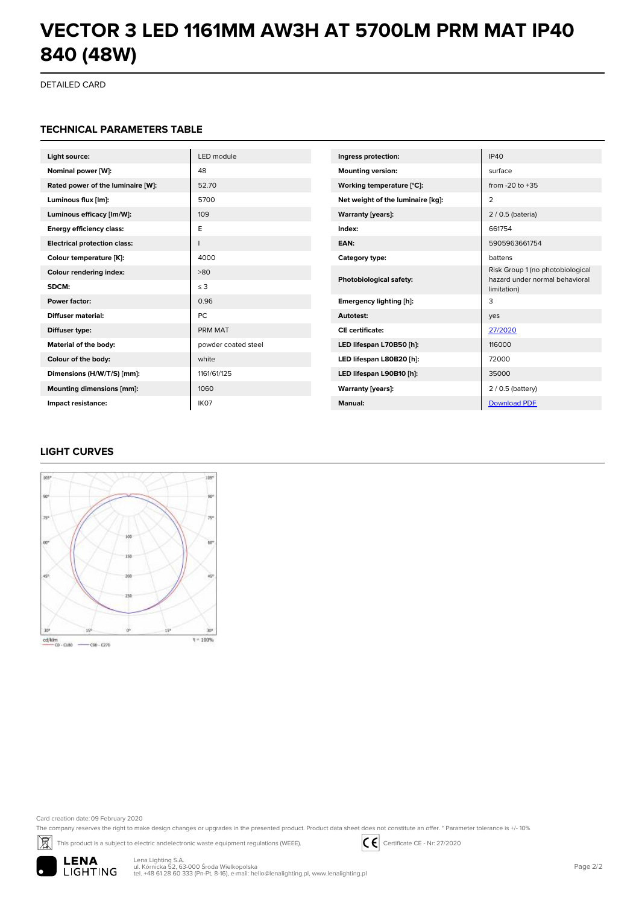# VECTOR 3 LED 1161MM AW3H AT 5700LM PRM MAT IP40 840 (48W)

DETAILED CARD

## TECHNICAL PARAMETERS TABLE

| | |
|---|---|
| **Light source:** | LED module |
| **Nominal power [W]:** | 48 |
| **Rated power of the luminaire [W]:** | 52.70 |
| **Luminous flux [lm]:** | 5700 |
| **Luminous efficacy [lm/W]:** | 109 |
| **Energy efficiency class:** | E |
| **Electrical protection class:** | I |
| **Colour temperature [K]:** | 4000 |
| **Colour rendering index:** | >80 |
| **SDCM:** | ≤ 3 |
| **Power factor:** | 0.96 |
| **Diffuser material:** | PC |
| **Diffuser type:** | PRM MAT |
| **Material of the body:** | powder coated steel |
| **Colour of the body:** | white |
| **Dimensions (H/W/T/S) [mm]:** | 1161/61/125 |
| **Mounting dimensions [mm]:** | 1060 |
| **Impact resistance:** | IK07 |
| **Ingress protection:** | IP40 |
| **Mounting version:** | surface |
| **Working temperature [°C]:** | from -20 to +35 |
| **Net weight of the luminaire [kg]:** | 2 |
| **Warranty [years]:** | 2 / 0.5 (bateria) |
| **Index:** | 661754 |
| **EAN:** | 5905963661754 |
| **Category type:** | battens |
| **Photobiological safety:** | Risk Group 1 (no photobiological hazard under normal behavioral limitation) |
| **Emergency lighting [h]:** | 3 |
| **Autotest:** | yes |
| **CE certificate:** | 27/2020 |
| **LED lifespan L70B50 [h]:** | 116000 |
| **LED lifespan L80B20 [h]:** | 72000 |
| **LED lifespan L90B10 [h]:** | 35000 |
| **Warranty [years]:** | 2 / 0.5 (battery) |
| **Manual:** | Download PDF |

## LIGHT CURVES

105° 90° 75° 60° 45° 30° 15° 0° 15° 30° 45° 60° 75° 90° 105°

100 150 200 250

cd/klm

C0 - C180 C90 - C270

η = 100%

Card creation date: 09 February 2020

The company reserves the right to make design changes or upgrades in the presented product. Product data sheet does not constitute an offer. * Parameter tolerance is +/- 10%

This product is a subject to electric andelectronic waste equipment regulations (WEEE).

Certificate CE - Nr: 27/2020

LENA LIGHTING

Lena Lighting S.A.
ul. Kórnicka 52, 63-000 Środa Wielkopolska
tel. +48 61 28 60 333 (Pn-Pt, 8-16), e-mail: hello@lenalighting.pl, www.lenalighting.pl